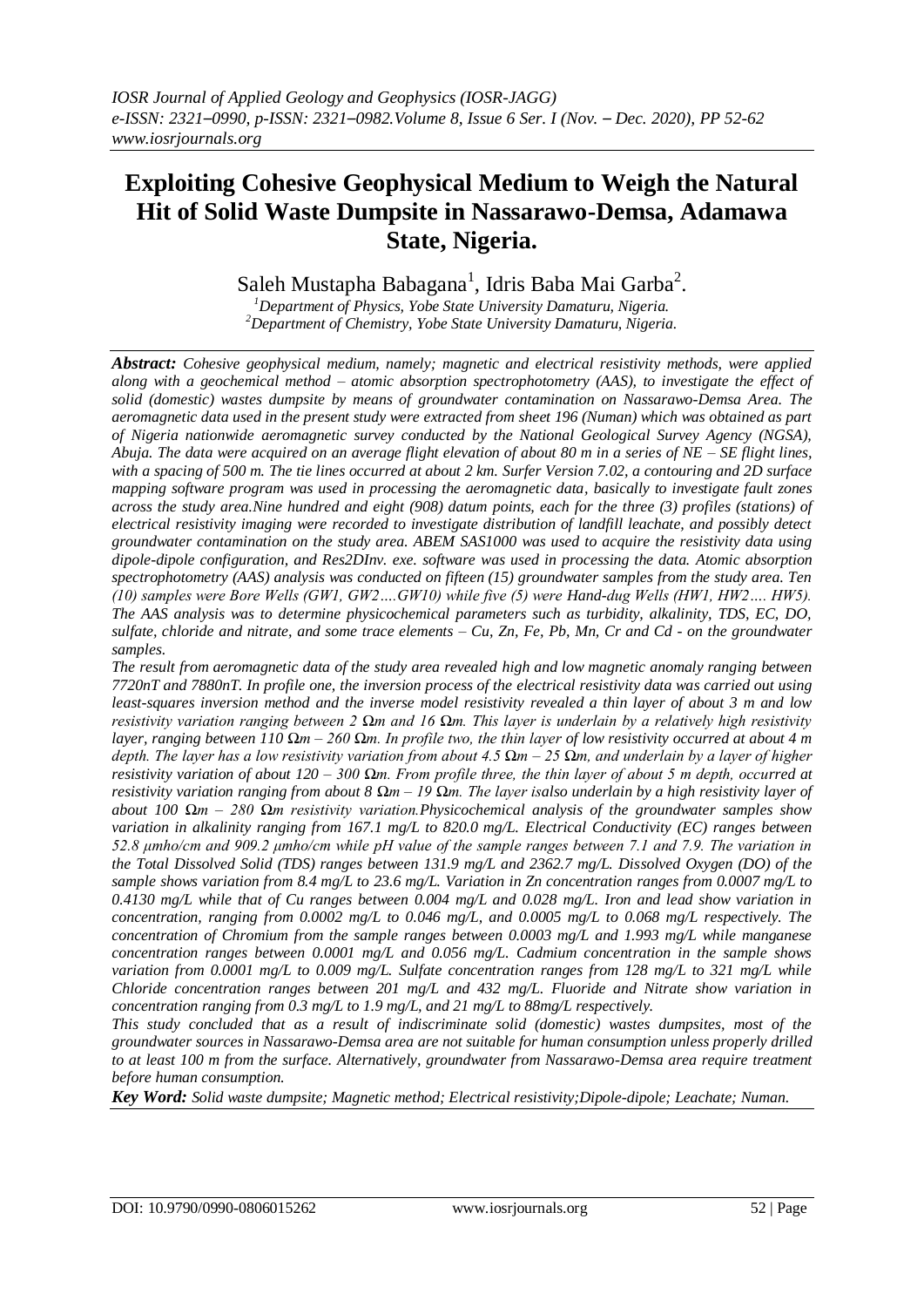# Exploiting Cohesive Geophysical Medium to Weigh the Natural Hit of Solid Waste Dumpsite in Nassarawo-Demsa, Adamawa State, Nigeria.

Saleh Mustapha Babagana[1], Idris Baba Mai Garba[2].

[1]Department of Physics, Yobe State University Damaturu, Nigeria.
[2]Department of Chemistry, Yobe State University Damaturu, Nigeria.

***Abstract:*** *Cohesive geophysical medium, namely; magnetic and electrical resistivity methods, were applied along with a geochemical method – atomic absorption spectrophotometry (AAS), to investigate the effect of solid (domestic) wastes dumpsite by means of groundwater contamination on Nassarawo-Demsa Area. The aeromagnetic data used in the present study were extracted from sheet 196 (Numan) which was obtained as part of Nigeria nationwide aeromagnetic survey conducted by the National Geological Survey Agency (NGSA), Abuja. The data were acquired on an average flight elevation of about 80 m in a series of NE – SE flight lines, with a spacing of 500 m. The tie lines occurred at about 2 km. Surfer Version 7.02, a contouring and 2D surface mapping software program was used in processing the aeromagnetic data, basically to investigate fault zones across the study area.Nine hundred and eight (908) datum points, each for the three (3) profiles (stations) of electrical resistivity imaging were recorded to investigate distribution of landfill leachate, and possibly detect groundwater contamination on the study area. ABEM SAS1000 was used to acquire the resistivity data using dipole-dipole configuration, and Res2DInv. exe. software was used in processing the data. Atomic absorption spectrophotometry (AAS) analysis was conducted on fifteen (15) groundwater samples from the study area. Ten (10) samples were Bore Wells (GW1, GW2….GW10) while five (5) were Hand-dug Wells (HW1, HW2…. HW5). The AAS analysis was to determine physicochemical parameters such as turbidity, alkalinity, TDS, EC, DO, sulfate, chloride and nitrate, and some trace elements – Cu, Zn, Fe, Pb, Mn, Cr and Cd - on the groundwater samples.*

*The result from aeromagnetic data of the study area revealed high and low magnetic anomaly ranging between 7720nT and 7880nT. In profile one, the inversion process of the electrical resistivity data was carried out using least-squares inversion method and the inverse model resistivity revealed a thin layer of about 3 m and low resistivity variation ranging between 2 Ωm and 16 Ωm. This layer is underlain by a relatively high resistivity layer, ranging between 110 Ωm – 260 Ωm. In profile two, the thin layer of low resistivity occurred at about 4 m depth. The layer has a low resistivity variation from about 4.5 Ωm – 25 Ωm, and underlain by a layer of higher resistivity variation of about 120 – 300 Ωm. From profile three, the thin layer of about 5 m depth, occurred at resistivity variation ranging from about 8 Ωm – 19 Ωm. The layer isalso underlain by a high resistivity layer of about 100 Ωm – 280 Ωm resistivity variation.Physicochemical analysis of the groundwater samples show variation in alkalinity ranging from 167.1 mg/L to 820.0 mg/L. Electrical Conductivity (EC) ranges between 52.8 μmho/cm and 909.2 μmho/cm while pH value of the sample ranges between 7.1 and 7.9. The variation in the Total Dissolved Solid (TDS) ranges between 131.9 mg/L and 2362.7 mg/L. Dissolved Oxygen (DO) of the sample shows variation from 8.4 mg/L to 23.6 mg/L. Variation in Zn concentration ranges from 0.0007 mg/L to 0.4130 mg/L while that of Cu ranges between 0.004 mg/L and 0.028 mg/L. Iron and lead show variation in concentration, ranging from 0.0002 mg/L to 0.046 mg/L, and 0.0005 mg/L to 0.068 mg/L respectively. The concentration of Chromium from the sample ranges between 0.0003 mg/L and 1.993 mg/L while manganese concentration ranges between 0.0001 mg/L and 0.056 mg/L. Cadmium concentration in the sample shows variation from 0.0001 mg/L to 0.009 mg/L. Sulfate concentration ranges from 128 mg/L to 321 mg/L while Chloride concentration ranges between 201 mg/L and 432 mg/L. Fluoride and Nitrate show variation in concentration ranging from 0.3 mg/L to 1.9 mg/L, and 21 mg/L to 88mg/L respectively.*

*This study concluded that as a result of indiscriminate solid (domestic) wastes dumpsites, most of the groundwater sources in Nassarawo-Demsa area are not suitable for human consumption unless properly drilled to at least 100 m from the surface. Alternatively, groundwater from Nassarawo-Demsa area require treatment before human consumption.*

***Key Word:*** *Solid waste dumpsite; Magnetic method; Electrical resistivity;Dipole-dipole; Leachate; Numan.*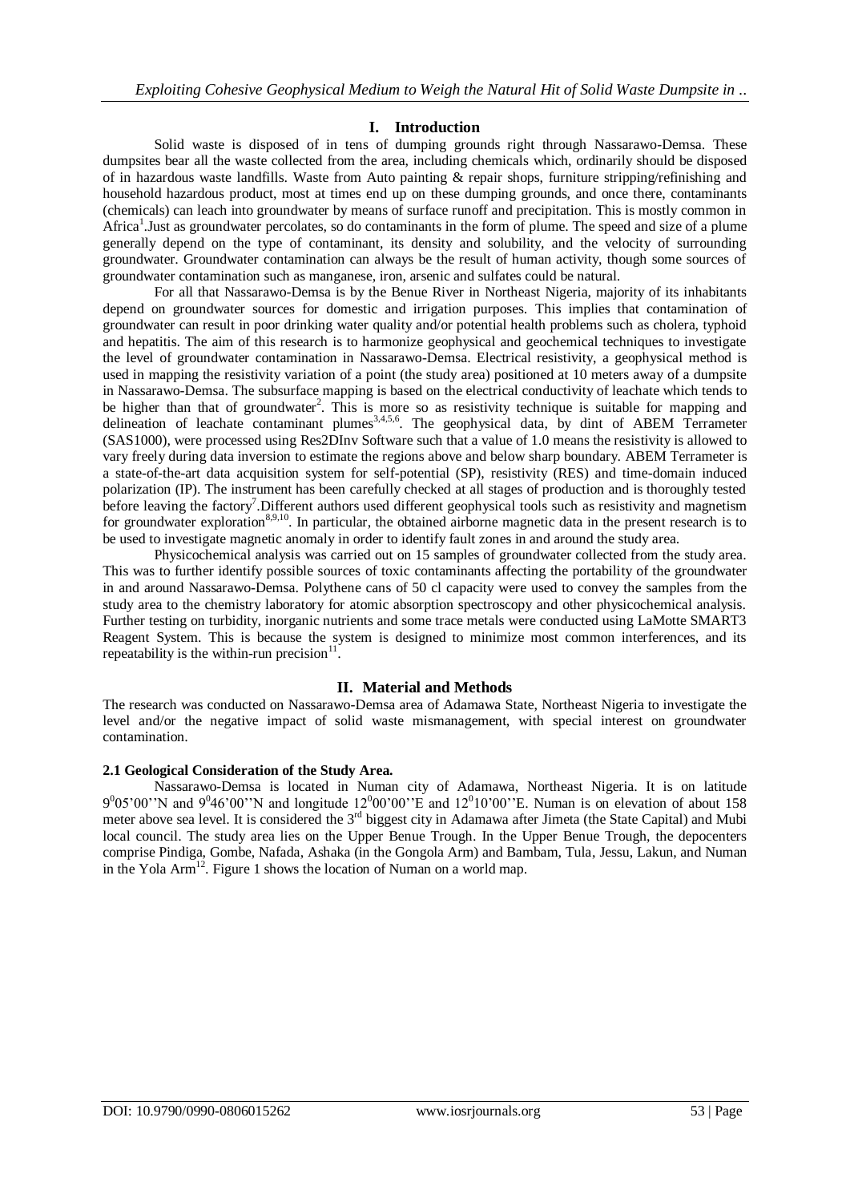## I. Introduction

Solid waste is disposed of in tens of dumping grounds right through Nassarawo-Demsa. These dumpsites bear all the waste collected from the area, including chemicals which, ordinarily should be disposed of in hazardous waste landfills. Waste from Auto painting & repair shops, furniture stripping/refinishing and household hazardous product, most at times end up on these dumping grounds, and once there, contaminants (chemicals) can leach into groundwater by means of surface runoff and precipitation. This is mostly common in Africa[1].Just as groundwater percolates, so do contaminants in the form of plume. The speed and size of a plume generally depend on the type of contaminant, its density and solubility, and the velocity of surrounding groundwater. Groundwater contamination can always be the result of human activity, though some sources of groundwater contamination such as manganese, iron, arsenic and sulfates could be natural.

For all that Nassarawo-Demsa is by the Benue River in Northeast Nigeria, majority of its inhabitants depend on groundwater sources for domestic and irrigation purposes. This implies that contamination of groundwater can result in poor drinking water quality and/or potential health problems such as cholera, typhoid and hepatitis. The aim of this research is to harmonize geophysical and geochemical techniques to investigate the level of groundwater contamination in Nassarawo-Demsa. Electrical resistivity, a geophysical method is used in mapping the resistivity variation of a point (the study area) positioned at 10 meters away of a dumpsite in Nassarawo-Demsa. The subsurface mapping is based on the electrical conductivity of leachate which tends to be higher than that of groundwater[2]. This is more so as resistivity technique is suitable for mapping and delineation of leachate contaminant plumes[3,4,5,6]. The geophysical data, by dint of ABEM Terrameter (SAS1000), were processed using Res2DInv Software such that a value of 1.0 means the resistivity is allowed to vary freely during data inversion to estimate the regions above and below sharp boundary. ABEM Terrameter is a state-of-the-art data acquisition system for self-potential (SP), resistivity (RES) and time-domain induced polarization (IP). The instrument has been carefully checked at all stages of production and is thoroughly tested before leaving the factory[7].Different authors used different geophysical tools such as resistivity and magnetism for groundwater exploration[8,9,10]. In particular, the obtained airborne magnetic data in the present research is to be used to investigate magnetic anomaly in order to identify fault zones in and around the study area.

Physicochemical analysis was carried out on 15 samples of groundwater collected from the study area. This was to further identify possible sources of toxic contaminants affecting the portability of the groundwater in and around Nassarawo-Demsa. Polythene cans of 50 cl capacity were used to convey the samples from the study area to the chemistry laboratory for atomic absorption spectroscopy and other physicochemical analysis. Further testing on turbidity, inorganic nutrients and some trace metals were conducted using LaMotte SMART3 Reagent System. This is because the system is designed to minimize most common interferences, and its repeatability is the within-run precision[11].

## II. Material and Methods

The research was conducted on Nassarawo-Demsa area of Adamawa State, Northeast Nigeria to investigate the level and/or the negative impact of solid waste mismanagement, with special interest on groundwater contamination.

### 2.1 Geological Consideration of the Study Area.

Nassarawo-Demsa is located in Numan city of Adamawa, Northeast Nigeria. It is on latitude $9^0 05'00''$N and $9^0 46'00''$N and longitude $12^0 00'00''$E and $12^0 10'00''$E. Numan is on elevation of about 158 meter above sea level. It is considered the 3rd biggest city in Adamawa after Jimeta (the State Capital) and Mubi local council. The study area lies on the Upper Benue Trough. In the Upper Benue Trough, the depocenters comprise Pindiga, Gombe, Nafada, Ashaka (in the Gongola Arm) and Bambam, Tula, Jessu, Lakun, and Numan in the Yola Arm[12]. Figure 1 shows the location of Numan on a world map.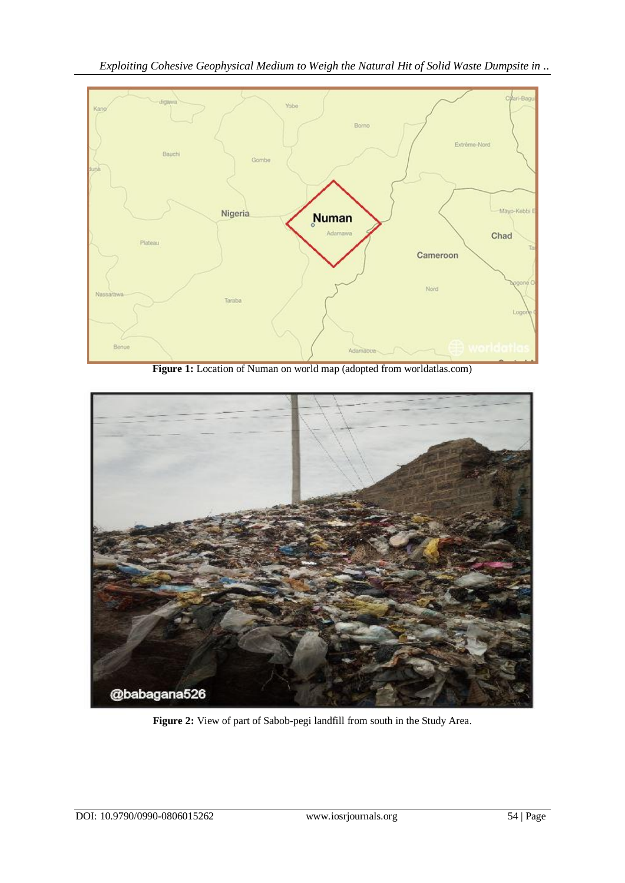**Figure 1:** Location of Numan on world map (adopted from worldatlas.com)

**Figure 2:** View of part of Sabob-pegi landfill from south in the Study Area.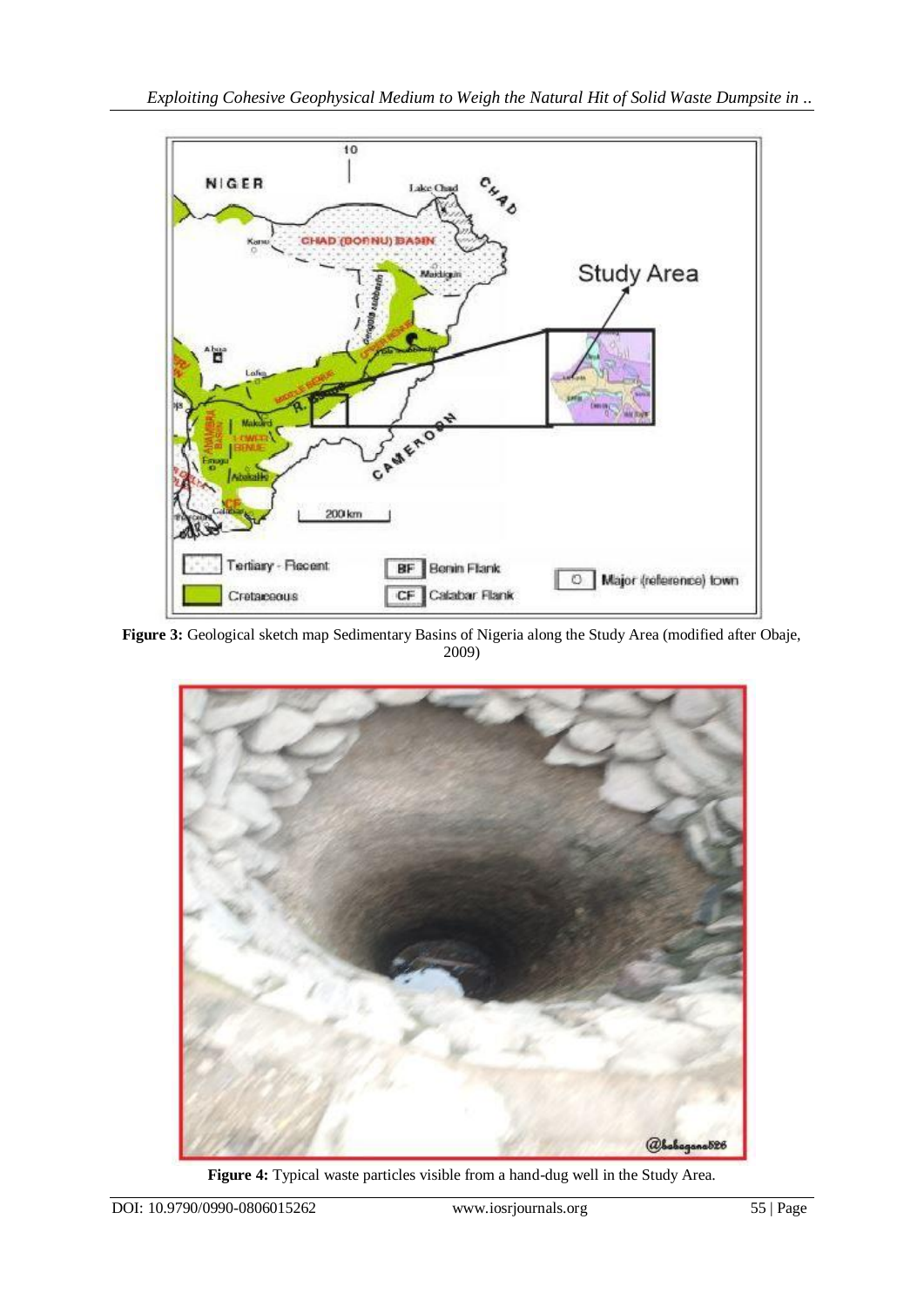**Figure 3:** Geological sketch map Sedimentary Basins of Nigeria along the Study Area (modified after Obaje, 2009)

**Figure 4:** Typical waste particles visible from a hand-dug well in the Study Area.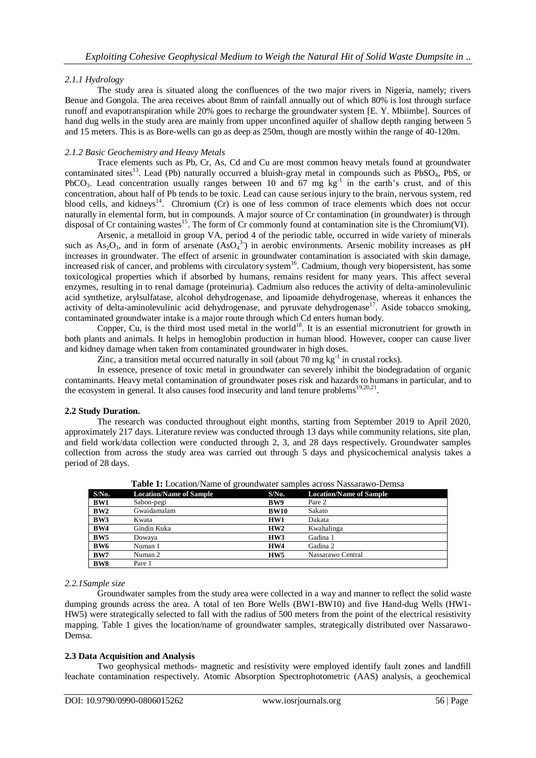#### 2.1.1 Hydrology

The study area is situated along the confluences of the two major rivers in Nigeria, namely; rivers Benue and Gongola. The area receives about 8mm of rainfall annually out of which 80% is lost through surface runoff and evapotranspiration while 20% goes to recharge the groundwater system [E. Y. Mbiimbe]. Sources of hand dug wells in the study area are mainly from upper unconfined aquifer of shallow depth ranging between 5 and 15 meters. This is as Bore-wells can go as deep as 250m, though are mostly within the range of 40-120m.

#### 2.1.2 Basic Geochemistry and Heavy Metals

Trace elements such as Pb, Cr, As, Cd and Cu are most common heavy metals found at groundwater contaminated sites[13]. Lead (Pb) naturally occurred a bluish-gray metal in compounds such as $PbSO_4$, PbS, or $PbCO_3$. Lead concentration usually ranges between 10 and 67 mg $kg^{-1}$ in the earth's crust, and of this concentration, about half of Pb tends to be toxic. Lead can cause serious injury to the brain, nervous system, red blood cells, and kidneys[14]. Chromium (Cr) is one of less common of trace elements which does not occur naturally in elemental form, but in compounds. A major source of Cr contamination (in groundwater) is through disposal of Cr containing wastes[15]. The form of Cr commonly found at contamination site is the Chromium(VI).

Arsenic, a metalloid in group VA, period 4 of the periodic table, occurred in wide variety of minerals such as $As_2O_3$, and in form of arsenate ($AsO_4^{3-}$) in aerobic environments. Arsenic mobility increases as pH increases in groundwater. The effect of arsenic in groundwater contamination is associated with skin damage, increased risk of cancer, and problems with circulatory system[16]. Cadmium, though very biopersistent, has some toxicological properties which if absorbed by humans, remains resident for many years. This affect several enzymes, resulting in to renal damage (proteinuria). Cadmium also reduces the activity of delta-aminolevulinic acid synthetize, arylsulfatase, alcohol dehydrogenase, and lipoamide dehydrogenase, whereas it enhances the activity of delta-aminolevulinic acid dehydrogenase, and pyruvate dehydrogenase[17]. Aside tobacco smoking, contaminated groundwater intake is a major route through which Cd enters human body.

Copper, Cu, is the third most used metal in the world[18]. It is an essential micronutrient for growth in both plants and animals. It helps in hemoglobin production in human blood. However, cooper can cause liver and kidney damage when taken from contaminated groundwater in high doses.

Zinc, a transition metal occurred naturally in soil (about 70 mg $kg^{-1}$ in crustal rocks).

In essence, presence of toxic metal in groundwater can severely inhibit the biodegradation of organic contaminants. Heavy metal contamination of groundwater poses risk and hazards to humans in particular, and to the ecosystem in general. It also causes food insecurity and land tenure problems[19,20,21].

### 2.2 Study Duration.

The research was conducted throughout eight months, starting from September 2019 to April 2020, approximately 217 days. Literature review was conducted through 13 days while community relations, site plan, and field work/data collection were conducted through 2, 3, and 28 days respectively. Groundwater samples collection from across the study area was carried out through 5 days and physicochemical analysis takes a period of 28 days.

**Table 1:** Location/Name of groundwater samples across Nassarawo-Demsa

| S/No. | Location/Name of Sample | S/No. | Location/Name of Sample |
|---|---|---|---|
| **BW1** | Sabon-pegi | **BW9** | Pare 2 |
| **BW2** | Gwaidamalam | **BW10** | Sakato |
| **BW3** | Kwata | **HW1** | Dakata |
| **BW4** | Gindin Kuka | **HW2** | Kwahalinga |
| **BW5** | Dowaya | **HW3** | Gadina 1 |
| **BW6** | Numan 1 | **HW4** | Gadina 2 |
| **BW7** | Numan 2 | **HW5** | Nassarawo Central |
| **BW8** | Pare 1 | | |

#### 2.2.1Sample size

Groundwater samples from the study area were collected in a way and manner to reflect the solid waste dumping grounds across the area. A total of ten Bore Wells (BW1-BW10) and five Hand-dug Wells (HW1-HW5) were strategically selected to fall with the radius of 500 meters from the point of the electrical resistivity mapping. Table 1 gives the location/name of groundwater samples, strategically distributed over Nassarawo-Demsa.

### 2.3 Data Acquisition and Analysis

Two geophysical methods- magnetic and resistivity were employed identify fault zones and landfill leachate contamination respectively. Atomic Absorption Spectrophotometric (AAS) analysis, a geochemical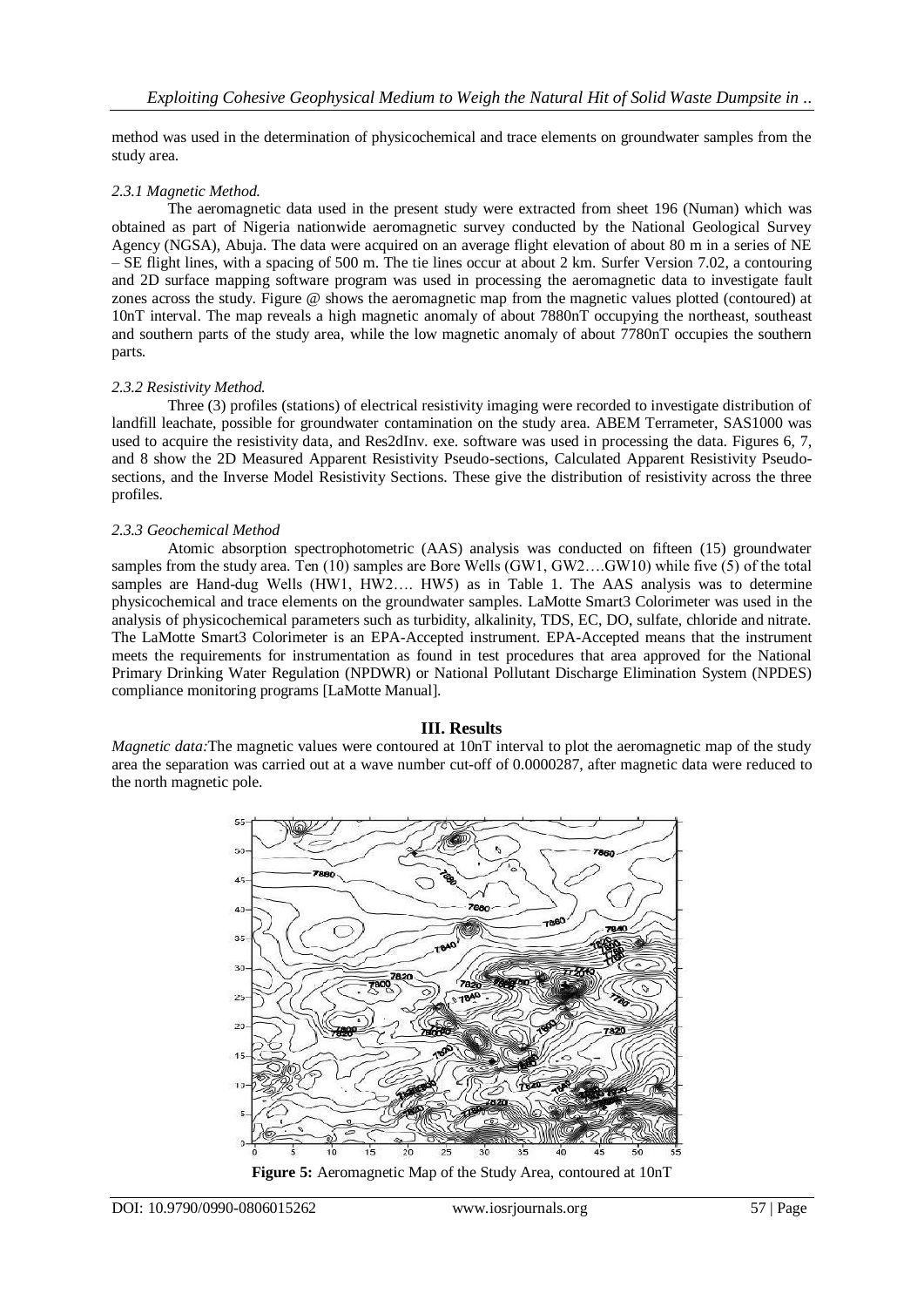method was used in the determination of physicochemical and trace elements on groundwater samples from the study area.

#### *2.3.1 Magnetic Method.*

The aeromagnetic data used in the present study were extracted from sheet 196 (Numan) which was obtained as part of Nigeria nationwide aeromagnetic survey conducted by the National Geological Survey Agency (NGSA), Abuja. The data were acquired on an average flight elevation of about 80 m in a series of NE – SE flight lines, with a spacing of 500 m. The tie lines occur at about 2 km. Surfer Version 7.02, a contouring and 2D surface mapping software program was used in processing the aeromagnetic data to investigate fault zones across the study. Figure @ shows the aeromagnetic map from the magnetic values plotted (contoured) at 10nT interval. The map reveals a high magnetic anomaly of about 7880nT occupying the northeast, southeast and southern parts of the study area, while the low magnetic anomaly of about 7780nT occupies the southern parts.

#### *2.3.2 Resistivity Method.*

Three (3) profiles (stations) of electrical resistivity imaging were recorded to investigate distribution of landfill leachate, possible for groundwater contamination on the study area. ABEM Terrameter, SAS1000 was used to acquire the resistivity data, and Res2dInv. exe. software was used in processing the data. Figures 6, 7, and 8 show the 2D Measured Apparent Resistivity Pseudo-sections, Calculated Apparent Resistivity Pseudo-sections, and the Inverse Model Resistivity Sections. These give the distribution of resistivity across the three profiles.

#### *2.3.3 Geochemical Method*

Atomic absorption spectrophotometric (AAS) analysis was conducted on fifteen (15) groundwater samples from the study area. Ten (10) samples are Bore Wells (GW1, GW2….GW10) while five (5) of the total samples are Hand-dug Wells (HW1, HW2…. HW5) as in Table 1. The AAS analysis was to determine physicochemical and trace elements on the groundwater samples. LaMotte Smart3 Colorimeter was used in the analysis of physicochemical parameters such as turbidity, alkalinity, TDS, EC, DO, sulfate, chloride and nitrate. The LaMotte Smart3 Colorimeter is an EPA-Accepted instrument. EPA-Accepted means that the instrument meets the requirements for instrumentation as found in test procedures that area approved for the National Primary Drinking Water Regulation (NPDWR) or National Pollutant Discharge Elimination System (NPDES) compliance monitoring programs [LaMotte Manual].

## III. Results

*Magnetic data:*The magnetic values were contoured at 10nT interval to plot the aeromagnetic map of the study area the separation was carried out at a wave number cut-off of 0.0000287, after magnetic data were reduced to the north magnetic pole.

**Figure 5:** Aeromagnetic Map of the Study Area, contoured at 10nT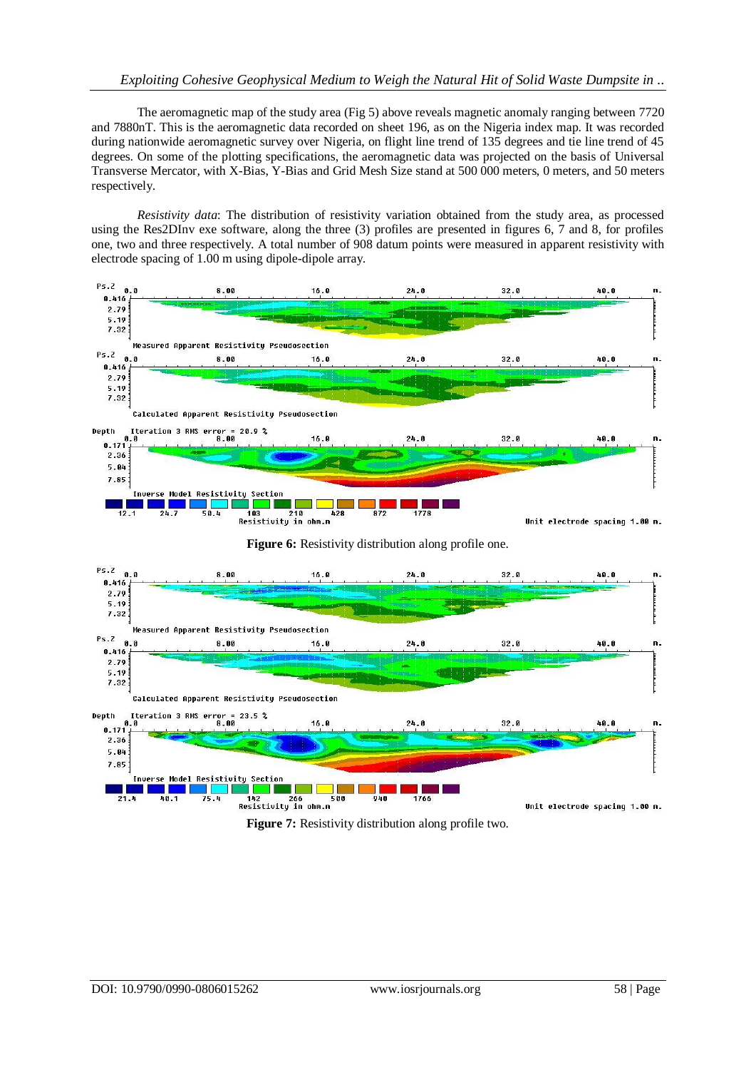The aeromagnetic map of the study area (Fig 5) above reveals magnetic anomaly ranging between 7720 and 7880nT. This is the aeromagnetic data recorded on sheet 196, as on the Nigeria index map. It was recorded during nationwide aeromagnetic survey over Nigeria, on flight line trend of 135 degrees and tie line trend of 45 degrees. On some of the plotting specifications, the aeromagnetic data was projected on the basis of Universal Transverse Mercator, with X-Bias, Y-Bias and Grid Mesh Size stand at 500 000 meters, 0 meters, and 50 meters respectively.

*Resistivity data*: The distribution of resistivity variation obtained from the study area, as processed using the Res2DInv exe software, along the three (3) profiles are presented in figures 6, 7 and 8, for profiles one, two and three respectively. A total number of 908 datum points were measured in apparent resistivity with electrode spacing of 1.00 m using dipole-dipole array.

**Figure 6:** Resistivity distribution along profile one.

**Figure 7:** Resistivity distribution along profile two.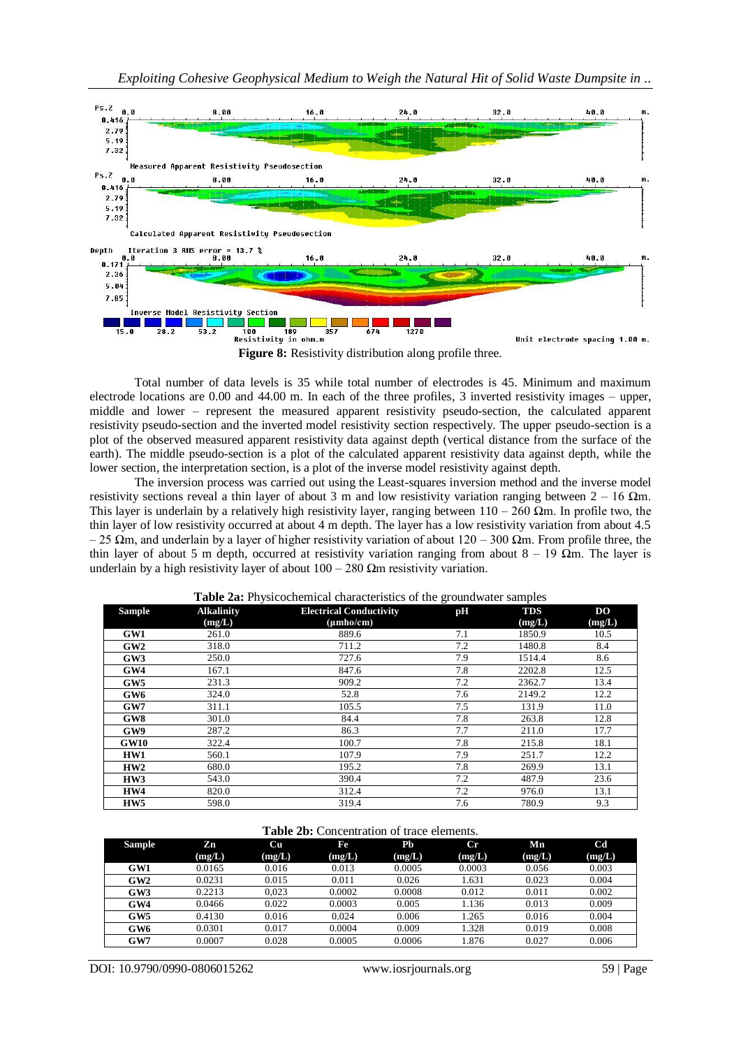**Figure 8:** Resistivity distribution along profile three.

Total number of data levels is 35 while total number of electrodes is 45. Minimum and maximum electrode locations are 0.00 and 44.00 m. In each of the three profiles, 3 inverted resistivity images – upper, middle and lower – represent the measured apparent resistivity pseudo-section, the calculated apparent resistivity pseudo-section and the inverted model resistivity section respectively. The upper pseudo-section is a plot of the observed measured apparent resistivity data against depth (vertical distance from the surface of the earth). The middle pseudo-section is a plot of the calculated apparent resistivity data against depth, while the lower section, the interpretation section, is a plot of the inverse model resistivity against depth.

The inversion process was carried out using the Least-squares inversion method and the inverse model resistivity sections reveal a thin layer of about 3 m and low resistivity variation ranging between 2 – 16 Ωm. This layer is underlain by a relatively high resistivity layer, ranging between 110 – 260 Ωm. In profile two, the thin layer of low resistivity occurred at about 4 m depth. The layer has a low resistivity variation from about 4.5 – 25 Ωm, and underlain by a layer of higher resistivity variation of about 120 – 300 Ωm. From profile three, the thin layer of about 5 m depth, occurred at resistivity variation ranging from about 8 – 19 Ωm. The layer is underlain by a high resistivity layer of about 100 – 280 Ωm resistivity variation.

**Table 2a:** Physicochemical characteristics of the groundwater samples

| Sample | Alkalinity (mg/L) | Electrical Conductivity (μmho/cm) | pH | TDS (mg/L) | DO (mg/L) |
|---|---|---|---|---|---|
| GW1 | 261.0 | 889.6 | 7.1 | 1850.9 | 10.5 |
| GW2 | 318.0 | 711.2 | 7.2 | 1480.8 | 8.4 |
| GW3 | 250.0 | 727.6 | 7.9 | 1514.4 | 8.6 |
| GW4 | 167.1 | 847.6 | 7.8 | 2202.8 | 12.5 |
| GW5 | 231.3 | 909.2 | 7.2 | 2362.7 | 13.4 |
| GW6 | 324.0 | 52.8 | 7.6 | 2149.2 | 12.2 |
| GW7 | 311.1 | 105.5 | 7.5 | 131.9 | 11.0 |
| GW8 | 301.0 | 84.4 | 7.8 | 263.8 | 12.8 |
| GW9 | 287.2 | 86.3 | 7.7 | 211.0 | 17.7 |
| GW10 | 322.4 | 100.7 | 7.8 | 215.8 | 18.1 |
| HW1 | 560.1 | 107.9 | 7.9 | 251.7 | 12.2 |
| HW2 | 680.0 | 195.2 | 7.8 | 269.9 | 13.1 |
| HW3 | 543.0 | 390.4 | 7.2 | 487.9 | 23.6 |
| HW4 | 820.0 | 312.4 | 7.2 | 976.0 | 13.1 |
| HW5 | 598.0 | 319.4 | 7.6 | 780.9 | 9.3 |

**Table 2b:** Concentration of trace elements.

| Sample | Zn (mg/L) | Cu (mg/L) | Fe (mg/L) | Pb (mg/L) | Cr (mg/L) | Mn (mg/L) | Cd (mg/L) |
|---|---|---|---|---|---|---|---|
| GW1 | 0.0165 | 0.016 | 0.013 | 0.0005 | 0.0003 | 0.056 | 0.003 |
| GW2 | 0.0231 | 0.015 | 0.011 | 0.026 | 1.631 | 0.023 | 0.004 |
| GW3 | 0.2213 | 0,023 | 0.0002 | 0.0008 | 0.012 | 0.011 | 0.002 |
| GW4 | 0.0466 | 0.022 | 0.0003 | 0.005 | 1.136 | 0.013 | 0.009 |
| GW5 | 0.4130 | 0.016 | 0.024 | 0.006 | 1.265 | 0.016 | 0.004 |
| GW6 | 0.0301 | 0.017 | 0.0004 | 0.009 | 1.328 | 0.019 | 0.008 |
| GW7 | 0.0007 | 0.028 | 0.0005 | 0.0006 | 1.876 | 0.027 | 0.006 |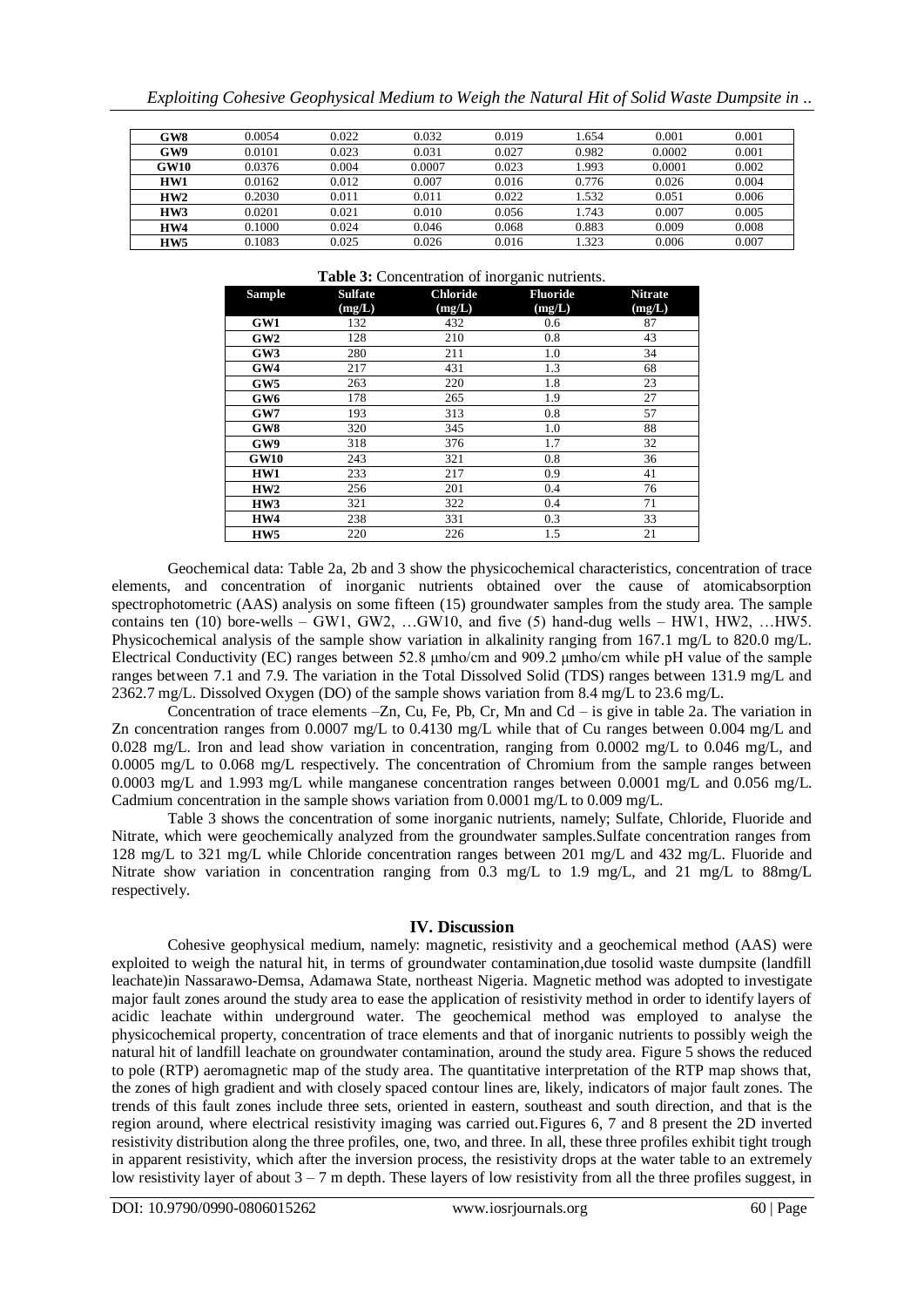| GW8 | 0.0054 | 0.022 | 0.032 | 0.019 | 1.654 | 0.001 | 0.001 |
|---|---|---|---|---|---|---|---|
| GW9 | 0.0101 | 0.023 | 0.031 | 0.027 | 0.982 | 0.0002 | 0.001 |
| GW10 | 0.0376 | 0.004 | 0.0007 | 0.023 | 1.993 | 0.0001 | 0.002 |
| HW1 | 0.0162 | 0.012 | 0.007 | 0.016 | 0.776 | 0.026 | 0.004 |
| HW2 | 0.2030 | 0.011 | 0.011 | 0.022 | 1.532 | 0.051 | 0.006 |
| HW3 | 0.0201 | 0.021 | 0.010 | 0.056 | 1.743 | 0.007 | 0.005 |
| HW4 | 0.1000 | 0.024 | 0.046 | 0.068 | 0.883 | 0.009 | 0.008 |
| HW5 | 0.1083 | 0.025 | 0.026 | 0.016 | 1.323 | 0.006 | 0.007 |

**Table 3:** Concentration of inorganic nutrients.

| Sample | Sulfate (mg/L) | Chloride (mg/L) | Fluoride (mg/L) | Nitrate (mg/L) |
|---|---|---|---|---|
| GW1 | 132 | 432 | 0.6 | 87 |
| GW2 | 128 | 210 | 0.8 | 43 |
| GW3 | 280 | 211 | 1.0 | 34 |
| GW4 | 217 | 431 | 1.3 | 68 |
| GW5 | 263 | 220 | 1.8 | 23 |
| GW6 | 178 | 265 | 1.9 | 27 |
| GW7 | 193 | 313 | 0.8 | 57 |
| GW8 | 320 | 345 | 1.0 | 88 |
| GW9 | 318 | 376 | 1.7 | 32 |
| GW10 | 243 | 321 | 0.8 | 36 |
| HW1 | 233 | 217 | 0.9 | 41 |
| HW2 | 256 | 201 | 0.4 | 76 |
| HW3 | 321 | 322 | 0.4 | 71 |
| HW4 | 238 | 331 | 0.3 | 33 |
| HW5 | 220 | 226 | 1.5 | 21 |

Geochemical data: Table 2a, 2b and 3 show the physicochemical characteristics, concentration of trace elements, and concentration of inorganic nutrients obtained over the cause of atomicabsorption spectrophotometric (AAS) analysis on some fifteen (15) groundwater samples from the study area. The sample contains ten (10) bore-wells – GW1, GW2, …GW10, and five (5) hand-dug wells – HW1, HW2, …HW5. Physicochemical analysis of the sample show variation in alkalinity ranging from 167.1 mg/L to 820.0 mg/L. Electrical Conductivity (EC) ranges between 52.8 µmho/cm and 909.2 µmho/cm while pH value of the sample ranges between 7.1 and 7.9. The variation in the Total Dissolved Solid (TDS) ranges between 131.9 mg/L and 2362.7 mg/L. Dissolved Oxygen (DO) of the sample shows variation from 8.4 mg/L to 23.6 mg/L.

Concentration of trace elements –Zn, Cu, Fe, Pb, Cr, Mn and Cd – is give in table 2a. The variation in Zn concentration ranges from 0.0007 mg/L to 0.4130 mg/L while that of Cu ranges between 0.004 mg/L and 0.028 mg/L. Iron and lead show variation in concentration, ranging from 0.0002 mg/L to 0.046 mg/L, and 0.0005 mg/L to 0.068 mg/L respectively. The concentration of Chromium from the sample ranges between 0.0003 mg/L and 1.993 mg/L while manganese concentration ranges between 0.0001 mg/L and 0.056 mg/L. Cadmium concentration in the sample shows variation from 0.0001 mg/L to 0.009 mg/L.

Table 3 shows the concentration of some inorganic nutrients, namely; Sulfate, Chloride, Fluoride and Nitrate, which were geochemically analyzed from the groundwater samples.Sulfate concentration ranges from 128 mg/L to 321 mg/L while Chloride concentration ranges between 201 mg/L and 432 mg/L. Fluoride and Nitrate show variation in concentration ranging from 0.3 mg/L to 1.9 mg/L, and 21 mg/L to 88mg/L respectively.

## IV. Discussion

Cohesive geophysical medium, namely: magnetic, resistivity and a geochemical method (AAS) were exploited to weigh the natural hit, in terms of groundwater contamination,due tosolid waste dumpsite (landfill leachate)in Nassarawo-Demsa, Adamawa State, northeast Nigeria. Magnetic method was adopted to investigate major fault zones around the study area to ease the application of resistivity method in order to identify layers of acidic leachate within underground water. The geochemical method was employed to analyse the physicochemical property, concentration of trace elements and that of inorganic nutrients to possibly weigh the natural hit of landfill leachate on groundwater contamination, around the study area. Figure 5 shows the reduced to pole (RTP) aeromagnetic map of the study area. The quantitative interpretation of the RTP map shows that, the zones of high gradient and with closely spaced contour lines are, likely, indicators of major fault zones. The trends of this fault zones include three sets, oriented in eastern, southeast and south direction, and that is the region around, where electrical resistivity imaging was carried out.Figures 6, 7 and 8 present the 2D inverted resistivity distribution along the three profiles, one, two, and three. In all, these three profiles exhibit tight trough in apparent resistivity, which after the inversion process, the resistivity drops at the water table to an extremely low resistivity layer of about 3 – 7 m depth. These layers of low resistivity from all the three profiles suggest, in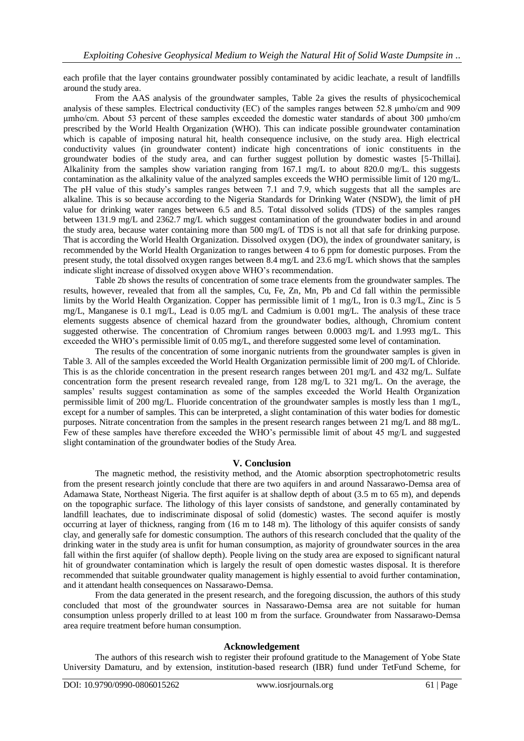each profile that the layer contains groundwater possibly contaminated by acidic leachate, a result of landfills around the study area.

From the AAS analysis of the groundwater samples, Table 2a gives the results of physicochemical analysis of these samples. Electrical conductivity (EC) of the samples ranges between 52.8 µmho/cm and 909 µmho/cm. About 53 percent of these samples exceeded the domestic water standards of about 300 µmho/cm prescribed by the World Health Organization (WHO). This can indicate possible groundwater contamination which is capable of imposing natural hit, health consequence inclusive, on the study area. High electrical conductivity values (in groundwater content) indicate high concentrations of ionic constituents in the groundwater bodies of the study area, and can further suggest pollution by domestic wastes [5-Thillai]. Alkalinity from the samples show variation ranging from 167.1 mg/L to about 820.0 mg/L. this suggests contamination as the alkalinity value of the analyzed samples exceeds the WHO permissible limit of 120 mg/L. The pH value of this study's samples ranges between 7.1 and 7.9, which suggests that all the samples are alkaline. This is so because according to the Nigeria Standards for Drinking Water (NSDW), the limit of pH value for drinking water ranges between 6.5 and 8.5. Total dissolved solids (TDS) of the samples ranges between 131.9 mg/L and 2362.7 mg/L which suggest contamination of the groundwater bodies in and around the study area, because water containing more than 500 mg/L of TDS is not all that safe for drinking purpose. That is according the World Health Organization. Dissolved oxygen (DO), the index of groundwater sanitary, is recommended by the World Health Organization to ranges between 4 to 6 ppm for domestic purposes. From the present study, the total dissolved oxygen ranges between 8.4 mg/L and 23.6 mg/L which shows that the samples indicate slight increase of dissolved oxygen above WHO's recommendation.

Table 2b shows the results of concentration of some trace elements from the groundwater samples. The results, however, revealed that from all the samples, Cu, Fe, Zn, Mn, Pb and Cd fall within the permissible limits by the World Health Organization. Copper has permissible limit of 1 mg/L, Iron is 0.3 mg/L, Zinc is 5 mg/L, Manganese is 0.1 mg/L, Lead is 0.05 mg/L and Cadmium is 0.001 mg/L. The analysis of these trace elements suggests absence of chemical hazard from the groundwater bodies, although, Chromium content suggested otherwise. The concentration of Chromium ranges between 0.0003 mg/L and 1.993 mg/L. This exceeded the WHO's permissible limit of 0.05 mg/L, and therefore suggested some level of contamination.

The results of the concentration of some inorganic nutrients from the groundwater samples is given in Table 3. All of the samples exceeded the World Health Organization permissible limit of 200 mg/L of Chloride. This is as the chloride concentration in the present research ranges between 201 mg/L and 432 mg/L. Sulfate concentration form the present research revealed range, from 128 mg/L to 321 mg/L. On the average, the samples' results suggest contamination as some of the samples exceeded the World Health Organization permissible limit of 200 mg/L. Fluoride concentration of the groundwater samples is mostly less than 1 mg/L, except for a number of samples. This can be interpreted, a slight contamination of this water bodies for domestic purposes. Nitrate concentration from the samples in the present research ranges between 21 mg/L and 88 mg/L. Few of these samples have therefore exceeded the WHO's permissible limit of about 45 mg/L and suggested slight contamination of the groundwater bodies of the Study Area.

## V. Conclusion

The magnetic method, the resistivity method, and the Atomic absorption spectrophotometric results from the present research jointly conclude that there are two aquifers in and around Nassarawo-Demsa area of Adamawa State, Northeast Nigeria. The first aquifer is at shallow depth of about (3.5 m to 65 m), and depends on the topographic surface. The lithology of this layer consists of sandstone, and generally contaminated by landfill leachates, due to indiscriminate disposal of solid (domestic) wastes. The second aquifer is mostly occurring at layer of thickness, ranging from (16 m to 148 m). The lithology of this aquifer consists of sandy clay, and generally safe for domestic consumption. The authors of this research concluded that the quality of the drinking water in the study area is unfit for human consumption, as majority of groundwater sources in the area fall within the first aquifer (of shallow depth). People living on the study area are exposed to significant natural hit of groundwater contamination which is largely the result of open domestic wastes disposal. It is therefore recommended that suitable groundwater quality management is highly essential to avoid further contamination, and it attendant health consequences on Nassarawo-Demsa.

From the data generated in the present research, and the foregoing discussion, the authors of this study concluded that most of the groundwater sources in Nassarawo-Demsa area are not suitable for human consumption unless properly drilled to at least 100 m from the surface. Groundwater from Nassarawo-Demsa area require treatment before human consumption.

## Acknowledgement

The authors of this research wish to register their profound gratitude to the Management of Yobe State University Damaturu, and by extension, institution-based research (IBR) fund under TetFund Scheme, for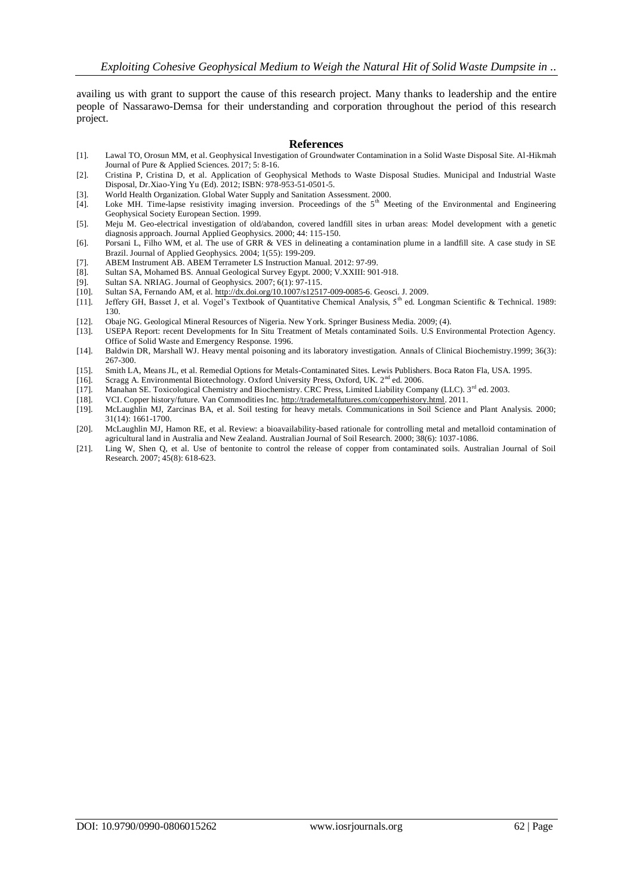availing us with grant to support the cause of this research project. Many thanks to leadership and the entire people of Nassarawo-Demsa for their understanding and corporation throughout the period of this research project.

## References

[1]. Lawal TO, Orosun MM, et al. Geophysical Investigation of Groundwater Contamination in a Solid Waste Disposal Site. Al-Hikmah Journal of Pure & Applied Sciences. 2017; 5: 8-16.

[2]. Cristina P, Cristina D, et al. Application of Geophysical Methods to Waste Disposal Studies. Municipal and Industrial Waste Disposal, Dr.Xiao-Ying Yu (Ed). 2012; ISBN: 978-953-51-0501-5.

[3]. World Health Organization. Global Water Supply and Sanitation Assessment. 2000.

[4]. Loke MH. Time-lapse resistivity imaging inversion. Proceedings of the 5th Meeting of the Environmental and Engineering Geophysical Society European Section. 1999.

[5]. Meju M. Geo-electrical investigation of old/abandon, covered landfill sites in urban areas: Model development with a genetic diagnosis approach. Journal Applied Geophysics. 2000; 44: 115-150.

[6]. Porsani L, Filho WM, et al. The use of GRR & VES in delineating a contamination plume in a landfill site. A case study in SE Brazil. Journal of Applied Geophysics. 2004; 1(55): 199-209.

[7]. ABEM Instrument AB. ABEM Terrameter LS Instruction Manual. 2012: 97-99.

[8]. Sultan SA, Mohamed BS. Annual Geological Survey Egypt. 2000; V.XXIII: 901-918.

[9]. Sultan SA. NRIAG. Journal of Geophysics. 2007; 6(1): 97-115.

[10]. Sultan SA, Fernando AM, et al. http://dx.doi.org/10.1007/s12517-009-0085-6. Geosci. J. 2009.

[11]. Jeffery GH, Basset J, et al. Vogel's Textbook of Quantitative Chemical Analysis, 5th ed. Longman Scientific & Technical. 1989: 130.

[12]. Obaje NG. Geological Mineral Resources of Nigeria. New York. Springer Business Media. 2009; (4).

[13]. USEPA Report: recent Developments for In Situ Treatment of Metals contaminated Soils. U.S Environmental Protection Agency. Office of Solid Waste and Emergency Response. 1996.

[14]. Baldwin DR, Marshall WJ. Heavy mental poisoning and its laboratory investigation. Annals of Clinical Biochemistry.1999; 36(3): 267-300.

[15]. Smith LA, Means JL, et al. Remedial Options for Metals-Contaminated Sites. Lewis Publishers. Boca Raton Fla, USA. 1995.

[16]. Scragg A. Environmental Biotechnology. Oxford University Press, Oxford, UK. 2nd ed. 2006.

[17]. Manahan SE. Toxicological Chemistry and Biochemistry. CRC Press, Limited Liability Company (LLC). 3rd ed. 2003.

[18]. VCI. Copper history/future. Van Commodities Inc. http://trademetalfutures.com/copperhistory.html. 2011.

[19]. McLaughlin MJ, Zarcinas BA, et al. Soil testing for heavy metals. Communications in Soil Science and Plant Analysis. 2000; 31(14): 1661-1700.

[20]. McLaughlin MJ, Hamon RE, et al. Review: a bioavailability-based rationale for controlling metal and metalloid contamination of agricultural land in Australia and New Zealand. Australian Journal of Soil Research. 2000; 38(6): 1037-1086.

[21]. Ling W, Shen Q, et al. Use of bentonite to control the release of copper from contaminated soils. Australian Journal of Soil Research. 2007; 45(8): 618-623.